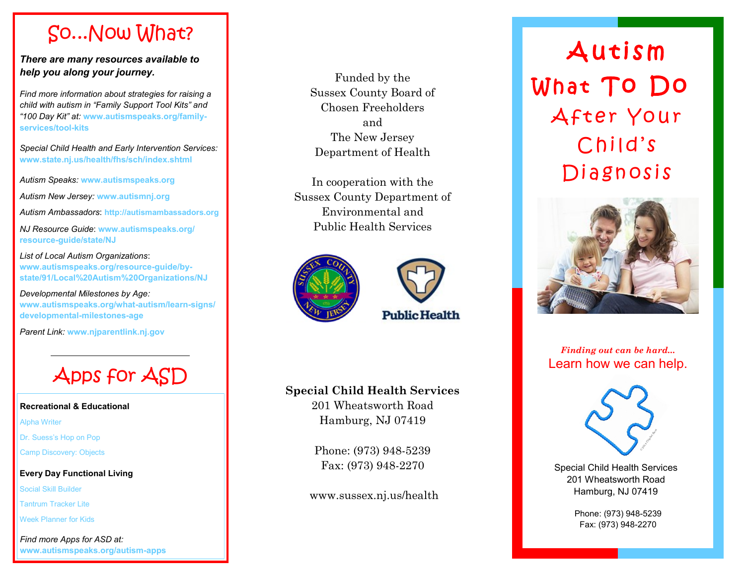# So...Now What?

***There are many resources available to help you along your journey.***

*Find more information about strategies for raising a child with autism in "Family Support Tool Kits" and "100 Day Kit" at:* **www.autismspeaks.org/family-services/tool-kits**

*Special Child Health and Early Intervention Services:* **www.state.nj.us/health/fhs/sch/index.shtml**

*Autism Speaks:* **www.autismspeaks.org**

*Autism New Jersey:* **www.autismnj.org**

*Autism Ambassadors*: **http://autismambassadors.org**

*NJ Resource Guide*: **www.autismspeaks.org/resource-guide/state/NJ**

*List of Local Autism Organizations*: **www.autismspeaks.org/resource-guide/by-state/91/Local%20Autism%20Organizations/NJ**

*Developmental Milestones by Age:* **www.autismspeaks.org/what-autism/learn-signs/developmental-milestones-age**

*Parent Link:* **www.njparentlink.nj.gov**

---

# Apps for ASD

**Recreational & Educational**

Alpha Writer

Dr. Suess's Hop on Pop

Camp Discovery: Objects

**Every Day Functional Living**

Social Skill Builder

Tantrum Tracker Lite

Week Planner for Kids

*Find more Apps for ASD at:* **www.autismspeaks.org/autism-apps**

Funded by the Sussex County Board of Chosen Freeholders and The New Jersey Department of Health

In cooperation with the Sussex County Department of Environmental and Public Health Services

Public Health

**Special Child Health Services**
201 Wheatsworth Road
Hamburg, NJ 07419

Phone: (973) 948-5239
Fax: (973) 948-2270

www.sussex.nj.us/health

# Autism What To Do After Your Child's Diagnosis

***Finding out can be hard...***
Learn how we can help.

Special Child Health Services
201 Wheatsworth Road
Hamburg, NJ 07419

Phone: (973) 948-5239
Fax: (973) 948-2270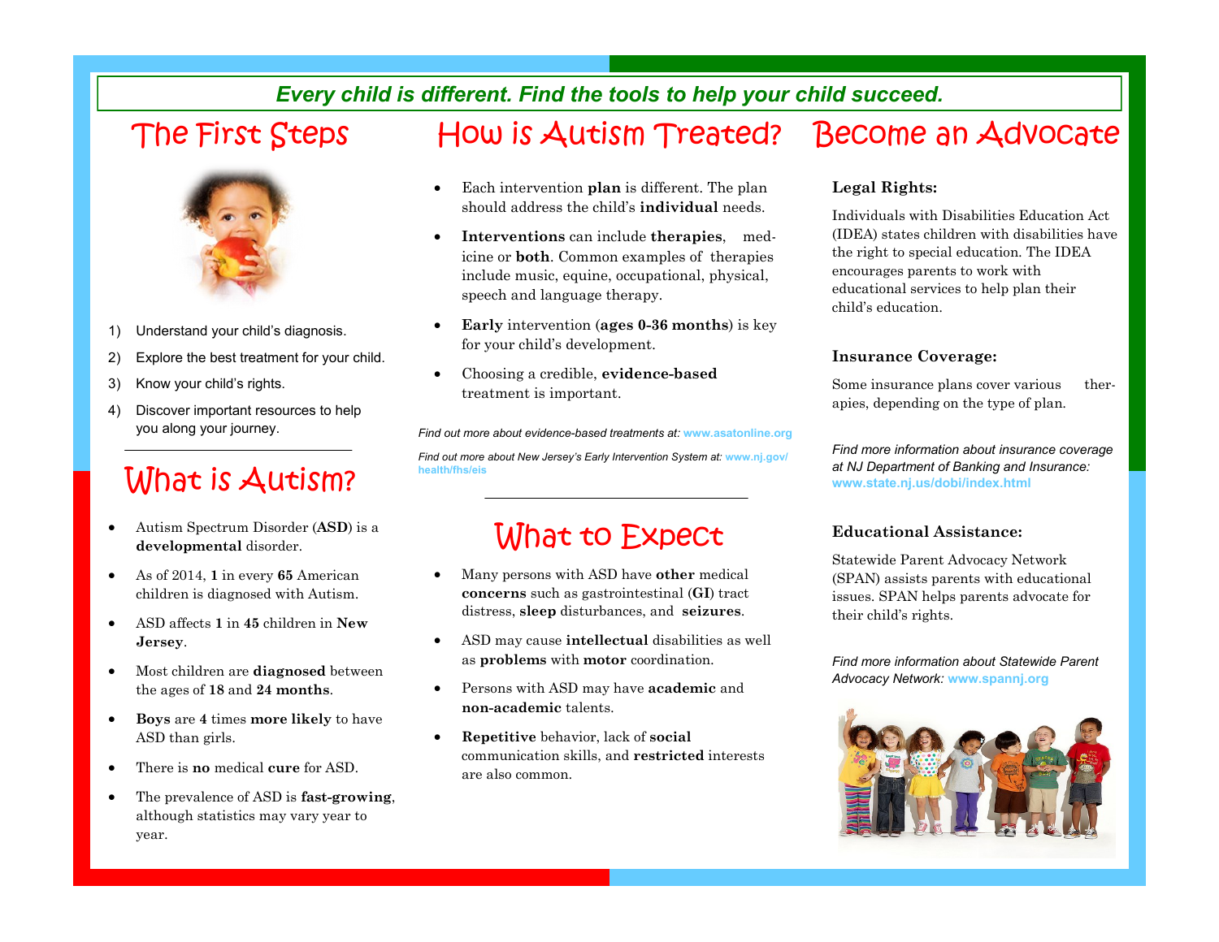*Every child is different. Find the tools to help your child succeed.*

## The First Steps

1) Understand your child's diagnosis.
2) Explore the best treatment for your child.
3) Know your child's rights.
4) Discover important resources to help you along your journey.

## What is Autism?

- Autism Spectrum Disorder (**ASD**) is a **developmental** disorder.
- As of 2014, **1** in every **65** American children is diagnosed with Autism.
- ASD affects **1** in **45** children in **New Jersey**.
- Most children are **diagnosed** between the ages of **18** and **24 months**.
- **Boys** are **4** times **more likely** to have ASD than girls.
- There is **no** medical **cure** for ASD.
- The prevalence of ASD is **fast-growing**, although statistics may vary year to year.

## How is Autism Treated?

- Each intervention **plan** is different. The plan should address the child's **individual** needs.
- **Interventions** can include **therapies**, medicine or **both**. Common examples of therapies include music, equine, occupational, physical, speech and language therapy.
- **Early** intervention (**ages 0-36 months**) is key for your child's development.
- Choosing a credible, **evidence-based** treatment is important.

*Find out more about evidence-based treatments at:* **www.asatonline.org**

*Find out more about New Jersey's Early Intervention System at:* **www.nj.gov/health/fhs/eis**

## What to Expect

- Many persons with ASD have **other** medical **concerns** such as gastrointestinal (**GI**) tract distress, **sleep** disturbances, and **seizures**.
- ASD may cause **intellectual** disabilities as well as **problems** with **motor** coordination.
- Persons with ASD may have **academic** and **non-academic** talents.
- **Repetitive** behavior, lack of **social** communication skills, and **restricted** interests are also common.

## Become an Advocate

**Legal Rights:**

Individuals with Disabilities Education Act (IDEA) states children with disabilities have the right to special education. The IDEA encourages parents to work with educational services to help plan their child's education.

**Insurance Coverage:**

Some insurance plans cover various therapies, depending on the type of plan.

*Find more information about insurance coverage at NJ Department of Banking and Insurance:* **www.state.nj.us/dobi/index.html**

**Educational Assistance:**

Statewide Parent Advocacy Network (SPAN) assists parents with educational issues. SPAN helps parents advocate for their child's rights.

*Find more information about Statewide Parent Advocacy Network:* **www.spannj.org**